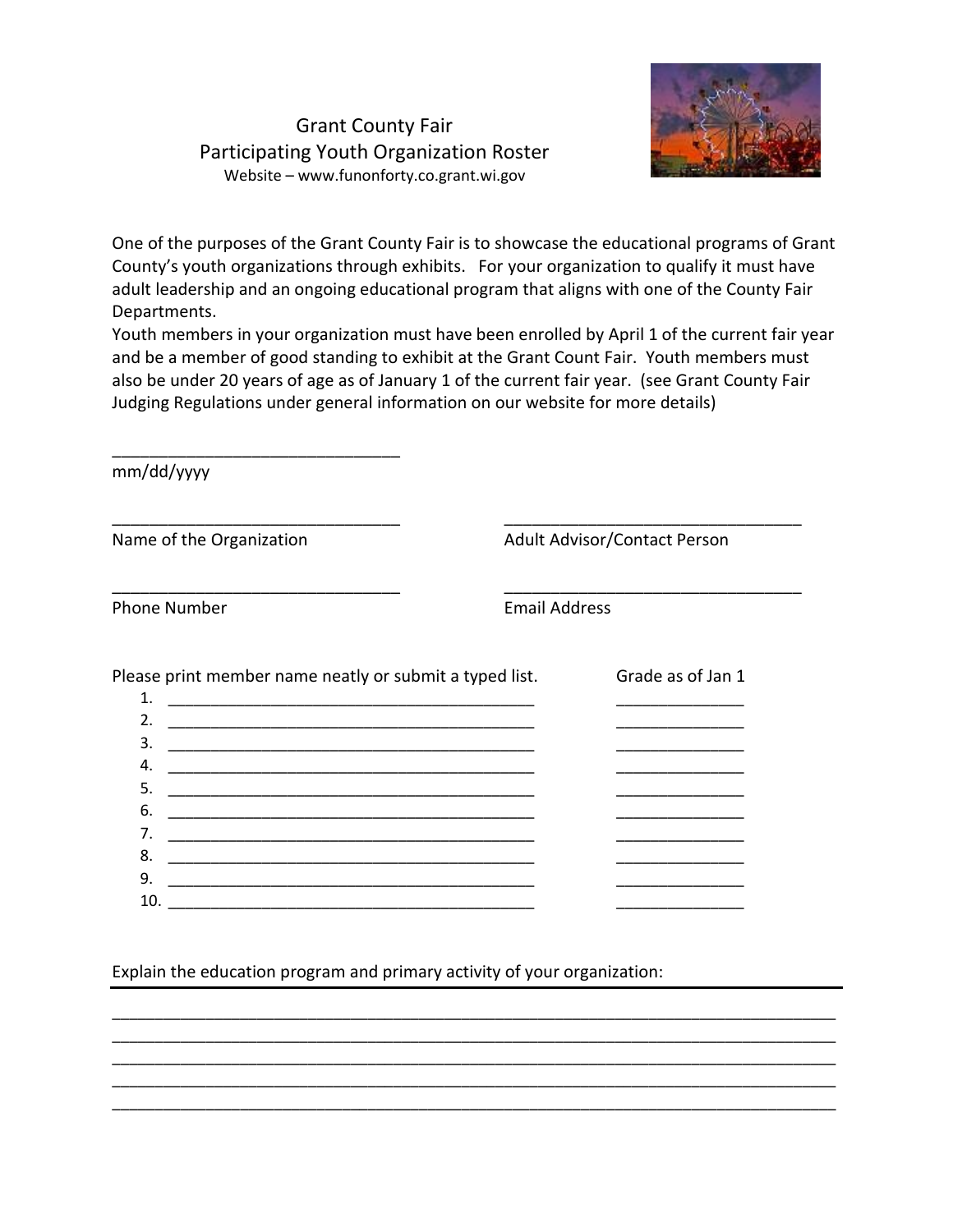# Grant County Fair
## Participating Youth Organization Roster

Website – www.funonforty.co.grant.wi.gov

One of the purposes of the Grant County Fair is to showcase the educational programs of Grant County's youth organizations through exhibits. For your organization to qualify it must have adult leadership and an ongoing educational program that aligns with one of the County Fair Departments.

Youth members in your organization must have been enrolled by April 1 of the current fair year and be a member of good standing to exhibit at the Grant Count Fair. Youth members must also be under 20 years of age as of January 1 of the current fair year. (see Grant County Fair Judging Regulations under general information on our website for more details)

_______________________________
mm/dd/yyyy

_______________________________ Name of the Organization

_______________________________ Adult Advisor/Contact Person

_______________________________ Phone Number

_______________________________ Email Address

| Please print member name neatly or submit a typed list. | Grade as of Jan 1 |
|---|---|
| 1. ________________________________________ | ______________ |
| 2. ________________________________________ | ______________ |
| 3. ________________________________________ | ______________ |
| 4. ________________________________________ | ______________ |
| 5. ________________________________________ | ______________ |
| 6. ________________________________________ | ______________ |
| 7. ________________________________________ | ______________ |
| 8. ________________________________________ | ______________ |
| 9. ________________________________________ | ______________ |
| 10. ________________________________________ | ______________ |

Explain the education program and primary activity of your organization:

_______________________________________________________________________________
_______________________________________________________________________________
_______________________________________________________________________________
_______________________________________________________________________________
_______________________________________________________________________________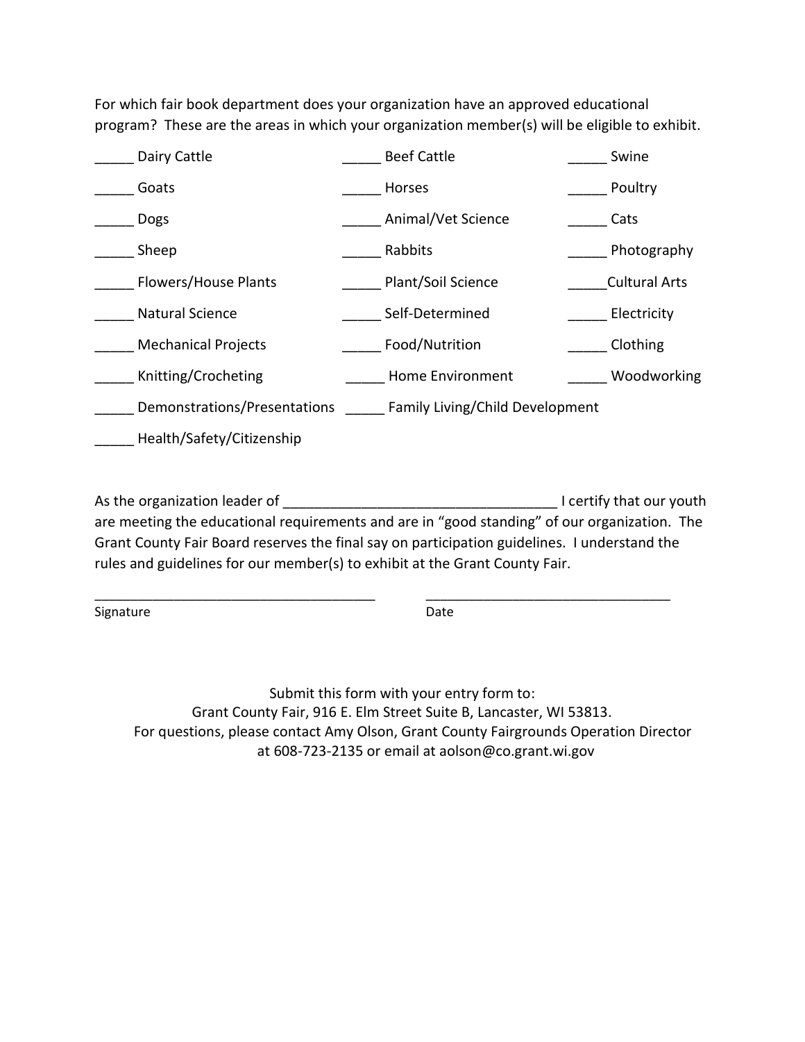For which fair book department does your organization have an approved educational program? These are the areas in which your organization member(s) will be eligible to exhibit.

| | | |
|---|---|---|
| _____ Dairy Cattle | _____ Beef Cattle | _____ Swine |
| _____ Goats | _____ Horses | _____ Poultry |
| _____ Dogs | _____ Animal/Vet Science | _____ Cats |
| _____ Sheep | _____ Rabbits | _____ Photography |
| _____ Flowers/House Plants | _____ Plant/Soil Science | _____Cultural Arts |
| _____ Natural Science | _____ Self-Determined | _____ Electricity |
| _____ Mechanical Projects | _____ Food/Nutrition | _____ Clothing |
| _____ Knitting/Crocheting | _____ Home Environment | _____ Woodworking |
| _____ Demonstrations/Presentations | _____ Family Living/Child Development | |
| _____ Health/Safety/Citizenship | | |

As the organization leader of ___________________________________ I certify that our youth are meeting the educational requirements and are in "good standing" of our organization. The Grant County Fair Board reserves the final say on participation guidelines. I understand the rules and guidelines for our member(s) to exhibit at the Grant County Fair.

_____________________________________ _________________________________

Signature Date

Submit this form with your entry form to:
Grant County Fair, 916 E. Elm Street Suite B, Lancaster, WI 53813.
For questions, please contact Amy Olson, Grant County Fairgrounds Operation Director at 608-723-2135 or email at aolson@co.grant.wi.gov